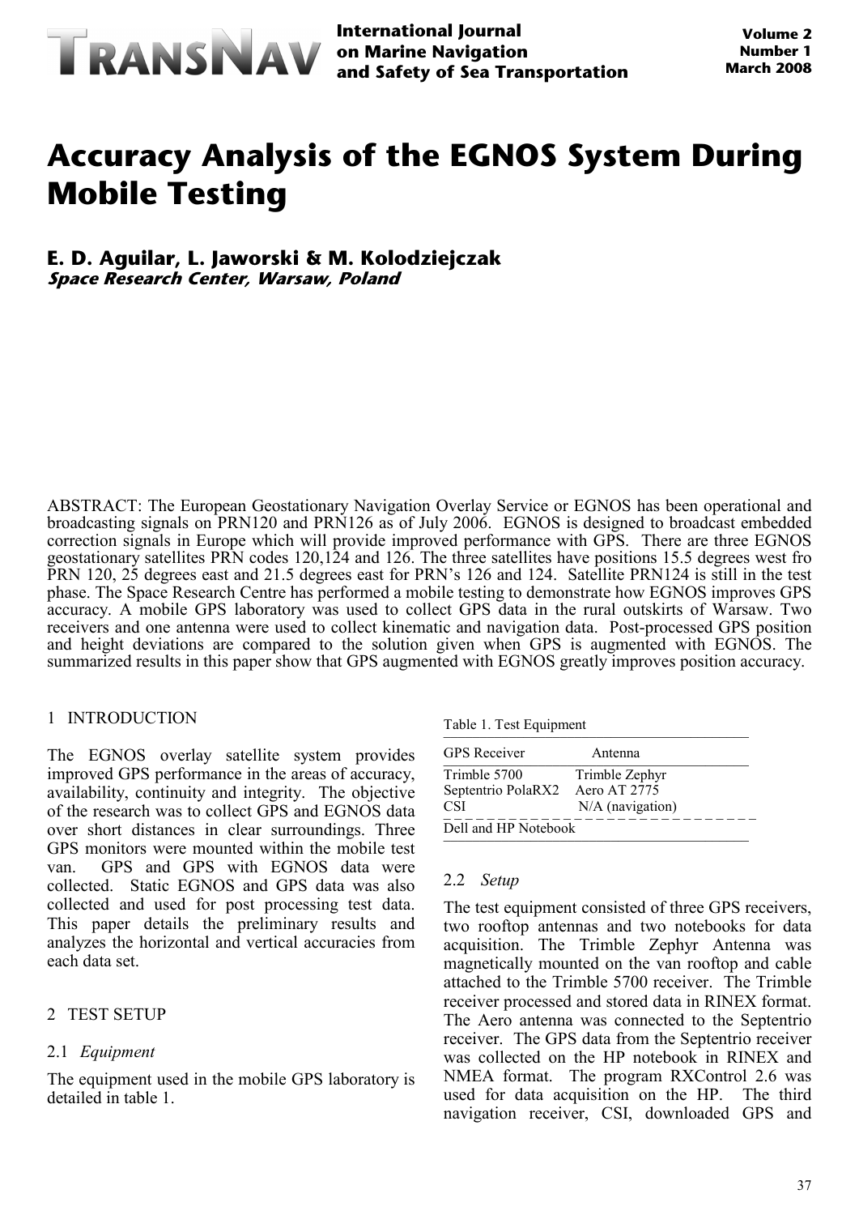# Accuracy Analysis of the EGNOS System During Mobile Testing

**E. D. Aguilar, L. Jaworski & M. Kolodziejczak**
***Space Research Center, Warsaw, Poland***

ABSTRACT: The European Geostationary Navigation Overlay Service or EGNOS has been operational and broadcasting signals on PRN120 and PRN126 as of July 2006. EGNOS is designed to broadcast embedded correction signals in Europe which will provide improved performance with GPS. There are three EGNOS geostationary satellites PRN codes 120,124 and 126. The three satellites have positions 15.5 degrees west fro PRN 120, 25 degrees east and 21.5 degrees east for PRN's 126 and 124. Satellite PRN124 is still in the test phase. The Space Research Centre has performed a mobile testing to demonstrate how EGNOS improves GPS accuracy. A mobile GPS laboratory was used to collect GPS data in the rural outskirts of Warsaw. Two receivers and one antenna were used to collect kinematic and navigation data. Post-processed GPS position and height deviations are compared to the solution given when GPS is augmented with EGNOS. The summarized results in this paper show that GPS augmented with EGNOS greatly improves position accuracy.

## 1 INTRODUCTION

The EGNOS overlay satellite system provides improved GPS performance in the areas of accuracy, availability, continuity and integrity. The objective of the research was to collect GPS and EGNOS data over short distances in clear surroundings. Three GPS monitors were mounted within the mobile test van. GPS and GPS with EGNOS data were collected. Static EGNOS and GPS data was also collected and used for post processing test data. This paper details the preliminary results and analyzes the horizontal and vertical accuracies from each data set.

## 2 TEST SETUP

### 2.1 *Equipment*

The equipment used in the mobile GPS laboratory is detailed in table 1.

Table 1. Test Equipment

| GPS Receiver | Antenna |
|---|---|
| Trimble 5700 | Trimble Zephyr |
| Septentrio PolaRX2 | Aero AT 2775 |
| CSI | N/A (navigation) |
| Dell and HP Notebook | |

### 2.2 *Setup*

The test equipment consisted of three GPS receivers, two rooftop antennas and two notebooks for data acquisition. The Trimble Zephyr Antenna was magnetically mounted on the van rooftop and cable attached to the Trimble 5700 receiver. The Trimble receiver processed and stored data in RINEX format. The Aero antenna was connected to the Septentrio receiver. The GPS data from the Septentrio receiver was collected on the HP notebook in RINEX and NMEA format. The program RXControl 2.6 was used for data acquisition on the HP. The third navigation receiver, CSI, downloaded GPS and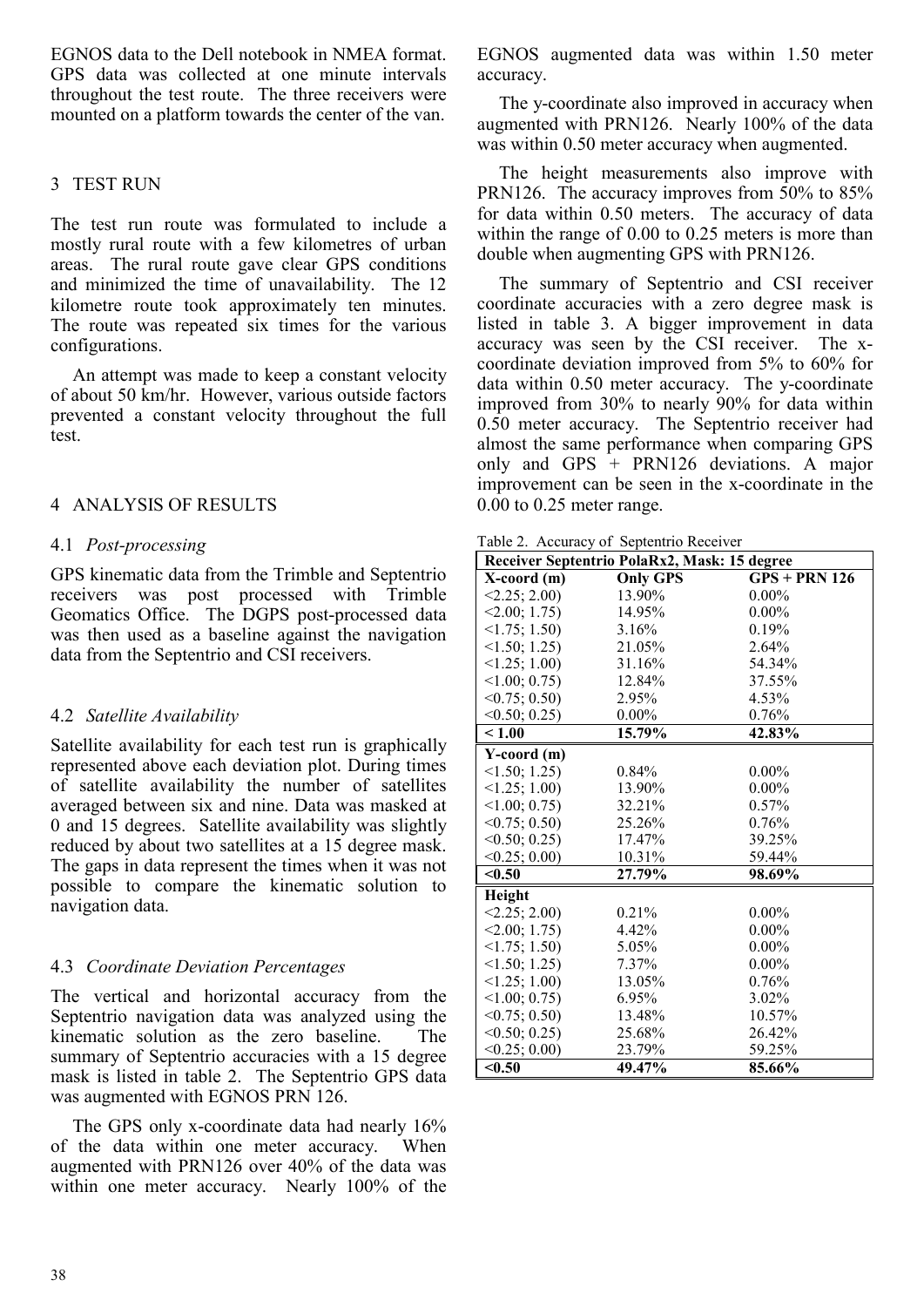EGNOS data to the Dell notebook in NMEA format. GPS data was collected at one minute intervals throughout the test route. The three receivers were mounted on a platform towards the center of the van.

## 3 TEST RUN

The test run route was formulated to include a mostly rural route with a few kilometres of urban areas. The rural route gave clear GPS conditions and minimized the time of unavailability. The 12 kilometre route took approximately ten minutes. The route was repeated six times for the various configurations.

An attempt was made to keep a constant velocity of about 50 km/hr. However, various outside factors prevented a constant velocity throughout the full test.

## 4 ANALYSIS OF RESULTS

### 4.1 *Post-processing*

GPS kinematic data from the Trimble and Septentrio receivers was post processed with Trimble Geomatics Office. The DGPS post-processed data was then used as a baseline against the navigation data from the Septentrio and CSI receivers.

### 4.2 *Satellite Availability*

Satellite availability for each test run is graphically represented above each deviation plot. During times of satellite availability the number of satellites averaged between six and nine. Data was masked at 0 and 15 degrees. Satellite availability was slightly reduced by about two satellites at a 15 degree mask. The gaps in data represent the times when it was not possible to compare the kinematic solution to navigation data.

### 4.3 *Coordinate Deviation Percentages*

The vertical and horizontal accuracy from the Septentrio navigation data was analyzed using the kinematic solution as the zero baseline. The summary of Septentrio accuracies with a 15 degree mask is listed in table 2. The Septentrio GPS data was augmented with EGNOS PRN 126.

The GPS only x-coordinate data had nearly 16% of the data within one meter accuracy. When augmented with PRN126 over 40% of the data was within one meter accuracy. Nearly 100% of the EGNOS augmented data was within 1.50 meter accuracy.

The y-coordinate also improved in accuracy when augmented with PRN126. Nearly 100% of the data was within 0.50 meter accuracy when augmented.

The height measurements also improve with PRN126. The accuracy improves from 50% to 85% for data within 0.50 meters. The accuracy of data within the range of 0.00 to 0.25 meters is more than double when augmenting GPS with PRN126.

The summary of Septentrio and CSI receiver coordinate accuracies with a zero degree mask is listed in table 3. A bigger improvement in data accuracy was seen by the CSI receiver. The x-coordinate deviation improved from 5% to 60% for data within 0.50 meter accuracy. The y-coordinate improved from 30% to nearly 90% for data within 0.50 meter accuracy. The Septentrio receiver had almost the same performance when comparing GPS only and GPS + PRN126 deviations. A major improvement can be seen in the x-coordinate in the 0.00 to 0.25 meter range.

Table 2. Accuracy of Septentrio Receiver

| Receiver Septentrio PolaRx2, Mask: 15 degree | | |
|---|---|---|
| **X-coord (m)** | **Only GPS** | **GPS + PRN 126** |
| <2.25; 2.00) | 13.90% | 0.00% |
| <2.00; 1.75) | 14.95% | 0.00% |
| <1.75; 1.50) | 3.16% | 0.19% |
| <1.50; 1.25) | 21.05% | 2.64% |
| <1.25; 1.00) | 31.16% | 54.34% |
| <1.00; 0.75) | 12.84% | 37.55% |
| <0.75; 0.50) | 2.95% | 4.53% |
| <0.50; 0.25) | 0.00% | 0.76% |
| **< 1.00** | **15.79%** | **42.83%** |
| **Y-coord (m)** | | |
| <1.50; 1.25) | 0.84% | 0.00% |
| <1.25; 1.00) | 13.90% | 0.00% |
| <1.00; 0.75) | 32.21% | 0.57% |
| <0.75; 0.50) | 25.26% | 0.76% |
| <0.50; 0.25) | 17.47% | 39.25% |
| <0.25; 0.00) | 10.31% | 59.44% |
| **<0.50** | **27.79%** | **98.69%** |
| **Height** | | |
| <2.25; 2.00) | 0.21% | 0.00% |
| <2.00; 1.75) | 4.42% | 0.00% |
| <1.75; 1.50) | 5.05% | 0.00% |
| <1.50; 1.25) | 7.37% | 0.00% |
| <1.25; 1.00) | 13.05% | 0.76% |
| <1.00; 0.75) | 6.95% | 3.02% |
| <0.75; 0.50) | 13.48% | 10.57% |
| <0.50; 0.25) | 25.68% | 26.42% |
| <0.25; 0.00) | 23.79% | 59.25% |
| **<0.50** | **49.47%** | **85.66%** |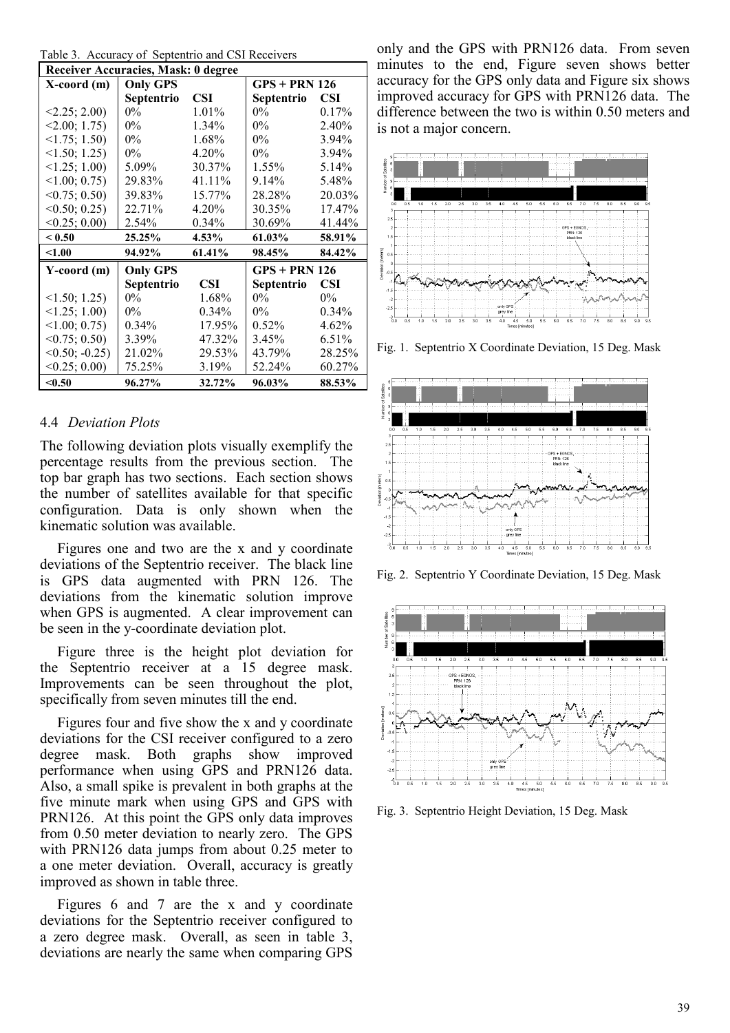Table 3. Accuracy of Septentrio and CSI Receivers

| Receiver Accuracies, Mask: 0 degree | | | | |
|---|---|---|---|---|
| **X-coord (m)** | **Only GPS** | | **GPS + PRN 126** | |
| | **Septentrio** | **CSI** | **Septentrio** | **CSI** |
| <2.25; 2.00) | 0% | 1.01% | 0% | 0.17% |
| <2.00; 1.75) | 0% | 1.34% | 0% | 2.40% |
| <1.75; 1.50) | 0% | 1.68% | 0% | 3.94% |
| <1.50; 1.25) | 0% | 4.20% | 0% | 3.94% |
| <1.25; 1.00) | 5.09% | 30.37% | 1.55% | 5.14% |
| <1.00; 0.75) | 29.83% | 41.11% | 9.14% | 5.48% |
| <0.75; 0.50) | 39.83% | 15.77% | 28.28% | 20.03% |
| <0.50; 0.25) | 22.71% | 4.20% | 30.35% | 17.47% |
| <0.25; 0.00) | 2.54% | 0.34% | 30.69% | 41.44% |
| **< 0.50** | **25.25%** | **4.53%** | **61.03%** | **58.91%** |
| **<1.00** | **94.92%** | **61.41%** | **98.45%** | **84.42%** |
| **Y-coord (m)** | **Only GPS** | | **GPS + PRN 126** | |
| | **Septentrio** | **CSI** | **Septentrio** | **CSI** |
| <1.50; 1.25) | 0% | 1.68% | 0% | 0% |
| <1.25; 1.00) | 0% | 0.34% | 0% | 0.34% |
| <1.00; 0.75) | 0.34% | 17.95% | 0.52% | 4.62% |
| <0.75; 0.50) | 3.39% | 47.32% | 3.45% | 6.51% |
| <0.50; -0.25) | 21.02% | 29.53% | 43.79% | 28.25% |
| <0.25; 0.00) | 75.25% | 3.19% | 52.24% | 60.27% |
| **<0.50** | **96.27%** | **32.72%** | **96.03%** | **88.53%** |

### 4.4 *Deviation Plots*

The following deviation plots visually exemplify the percentage results from the previous section. The top bar graph has two sections. Each section shows the number of satellites available for that specific configuration. Data is only shown when the kinematic solution was available.

Figures one and two are the x and y coordinate deviations of the Septentrio receiver. The black line is GPS data augmented with PRN 126. The deviations from the kinematic solution improve when GPS is augmented. A clear improvement can be seen in the y-coordinate deviation plot.

Figure three is the height plot deviation for the Septentrio receiver at a 15 degree mask. Improvements can be seen throughout the plot, specifically from seven minutes till the end.

Figures four and five show the x and y coordinate deviations for the CSI receiver configured to a zero degree mask. Both graphs show improved performance when using GPS and PRN126 data. Also, a small spike is prevalent in both graphs at the five minute mark when using GPS and GPS with PRN126. At this point the GPS only data improves from 0.50 meter deviation to nearly zero. The GPS with PRN126 data jumps from about 0.25 meter to a one meter deviation. Overall, accuracy is greatly improved as shown in table three.

Figures 6 and 7 are the x and y coordinate deviations for the Septentrio receiver configured to a zero degree mask. Overall, as seen in table 3, deviations are nearly the same when comparing GPS only and the GPS with PRN126 data. From seven minutes to the end, Figure seven shows better accuracy for the GPS only data and Figure six shows improved accuracy for GPS with PRN126 data. The difference between the two is within 0.50 meters and is not a major concern.

Fig. 1. Septentrio X Coordinate Deviation, 15 Deg. Mask

Fig. 2. Septentrio Y Coordinate Deviation, 15 Deg. Mask

Fig. 3. Septentrio Height Deviation, 15 Deg. Mask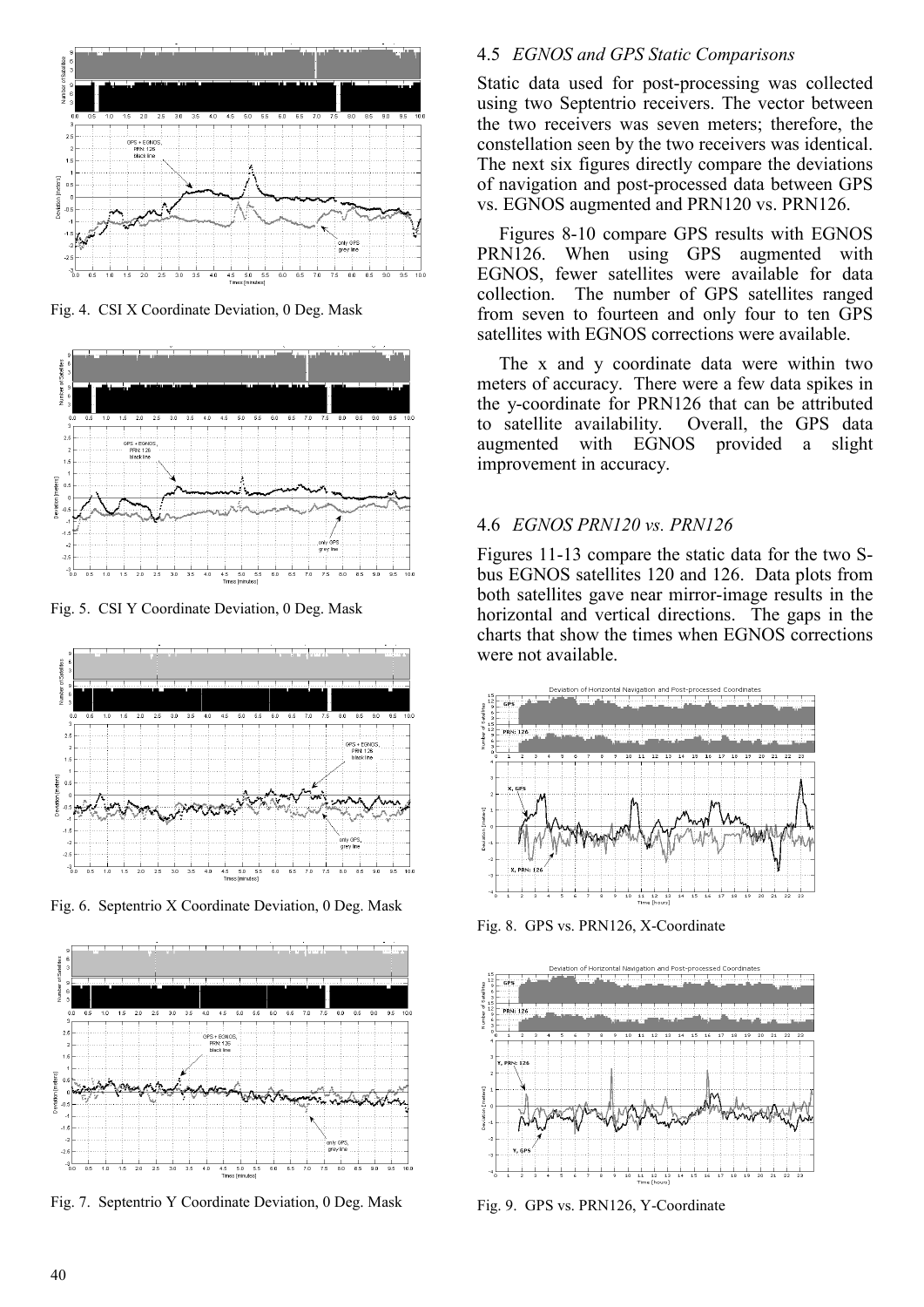Fig. 4. CSI X Coordinate Deviation, 0 Deg. Mask

Fig. 5. CSI Y Coordinate Deviation, 0 Deg. Mask

Fig. 6. Septentrio X Coordinate Deviation, 0 Deg. Mask

Fig. 7. Septentrio Y Coordinate Deviation, 0 Deg. Mask

### 4.5 *EGNOS and GPS Static Comparisons*

Static data used for post-processing was collected using two Septentrio receivers. The vector between the two receivers was seven meters; therefore, the constellation seen by the two receivers was identical. The next six figures directly compare the deviations of navigation and post-processed data between GPS vs. EGNOS augmented and PRN120 vs. PRN126.

Figures 8-10 compare GPS results with EGNOS PRN126. When using GPS augmented with EGNOS, fewer satellites were available for data collection. The number of GPS satellites ranged from seven to fourteen and only four to ten GPS satellites with EGNOS corrections were available.

The x and y coordinate data were within two meters of accuracy. There were a few data spikes in the y-coordinate for PRN126 that can be attributed to satellite availability. Overall, the GPS data augmented with EGNOS provided a slight improvement in accuracy.

### 4.6 *EGNOS PRN120 vs. PRN126*

Figures 11-13 compare the static data for the two S-bus EGNOS satellites 120 and 126. Data plots from both satellites gave near mirror-image results in the horizontal and vertical directions. The gaps in the charts that show the times when EGNOS corrections were not available.

Fig. 8. GPS vs. PRN126, X-Coordinate

Fig. 9. GPS vs. PRN126, Y-Coordinate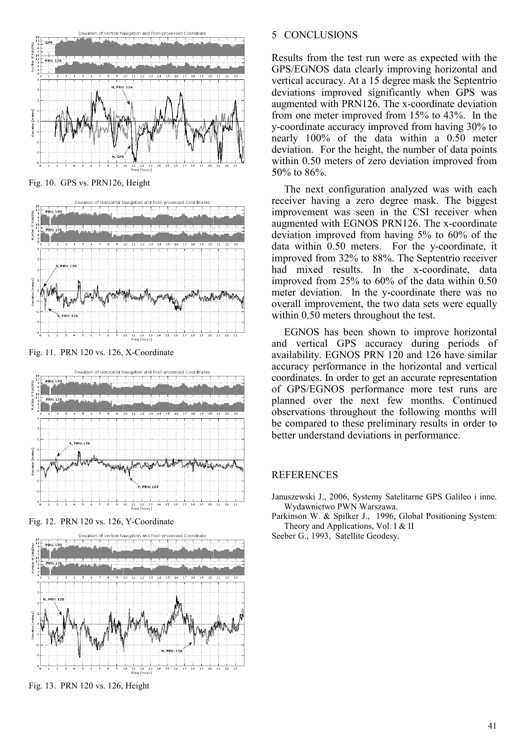Deviation of Vertical Navigation and Post-processed Coordinate

GPS

PRN: 126

H, PRN: 126

H, GPS

Number of Satellites

Deviation [meters]

Time [hours]

Fig. 10. GPS vs. PRN126, Height

Deviation of Horizontal Navigation and Post-processed Coordinates

PRN: 120

PRN: 126

X, PRN: 120

X, PRN: 126

Number of Satellites

Deviation [meters]

Time [hours]

Fig. 11. PRN 120 vs. 126, X-Coordinate

Deviation of Horizontal Navigation and Post-processed Coordinates

PRN: 120

PRN: 126

Y, PRN: 126

Y, PRN: 120

Number of Satellites

Deviation [meters]

Time [hours]

Fig. 12. PRN 120 vs. 126, Y-Coordinate

Deviation of Vertical Navigation and Post-processed Coordinate

PRN: 120

PRN: 126

H, PRN: 120

H, PRN: 126

Number of Satellites

Deviation [meters]

Time [hours]

Fig. 13. PRN 120 vs. 126, Height

## 5 CONCLUSIONS

Results from the test run were as expected with the GPS/EGNOS data clearly improving horizontal and vertical accuracy. At a 15 degree mask the Septentrio deviations improved significantly when GPS was augmented with PRN126. The x-coordinate deviation from one meter improved from 15% to 43%. In the y-coordinate accuracy improved from having 30% to nearly 100% of the data within a 0.50 meter deviation. For the height, the number of data points within 0.50 meters of zero deviation improved from 50% to 86%.

The next configuration analyzed was with each receiver having a zero degree mask. The biggest improvement was seen in the CSI receiver when augmented with EGNOS PRN126. The x-coordinate deviation improved from having 5% to 60% of the data within 0.50 meters. For the y-coordinate, it improved from 32% to 88%. The Septentrio receiver had mixed results. In the x-coordinate, data improved from 25% to 60% of the data within 0.50 meter deviation. In the y-coordinate there was no overall improvement, the two data sets were equally within 0.50 meters throughout the test.

EGNOS has been shown to improve horizontal and vertical GPS accuracy during periods of availability. EGNOS PRN 120 and 126 have similar accuracy performance in the horizontal and vertical coordinates. In order to get an accurate representation of GPS/EGNOS performance more test runs are planned over the next few months. Continued observations throughout the following months will be compared to these preliminary results in order to better understand deviations in performance.

## REFERENCES

Januszewski J., 2006, Systemy Satelitarne GPS Galileo i inne. Wydawnictwo PWN Warszawa.

Parkinson W. & Spilker J., 1996, Global Positioning System: Theory and Applications, Vol. I & II

Seeber G., 1993, Satellite Geodesy.